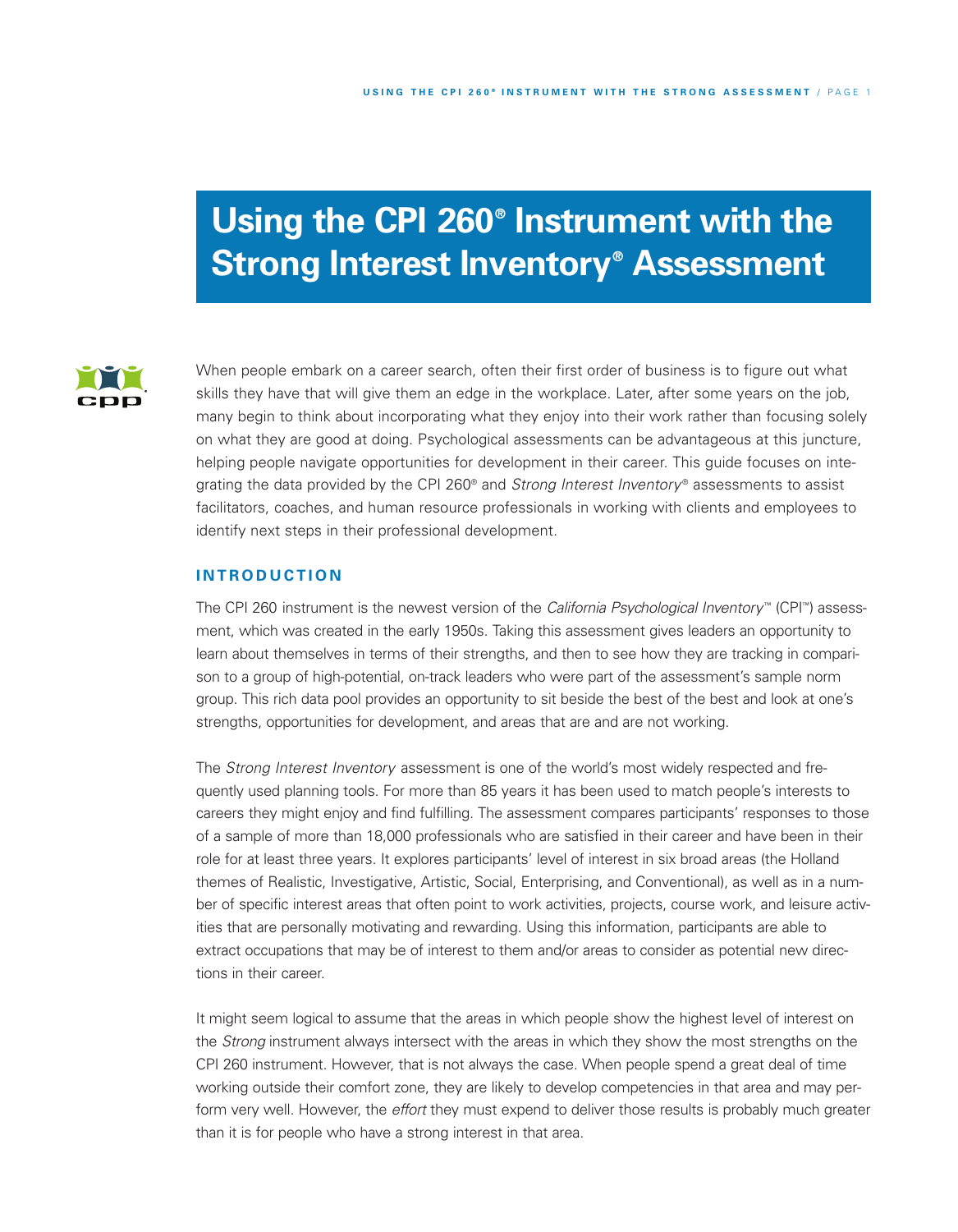# Using the CPI 260® Instrument with the Strong Interest Inventory® Assessment

When people embark on a career search, often their first order of business is to figure out what skills they have that will give them an edge in the workplace. Later, after some years on the job, many begin to think about incorporating what they enjoy into their work rather than focusing solely on what they are good at doing. Psychological assessments can be advantageous at this juncture, helping people navigate opportunities for development in their career. This guide focuses on integrating the data provided by the CPI 260® and *Strong Interest Inventory*® assessments to assist facilitators, coaches, and human resource professionals in working with clients and employees to identify next steps in their professional development.

## INTRODUCTION

The CPI 260 instrument is the newest version of the *California Psychological Inventory*™ (CPI™) assessment, which was created in the early 1950s. Taking this assessment gives leaders an opportunity to learn about themselves in terms of their strengths, and then to see how they are tracking in comparison to a group of high-potential, on-track leaders who were part of the assessment's sample norm group. This rich data pool provides an opportunity to sit beside the best of the best and look at one's strengths, opportunities for development, and areas that are and are not working.

The *Strong Interest Inventory* assessment is one of the world's most widely respected and frequently used planning tools. For more than 85 years it has been used to match people's interests to careers they might enjoy and find fulfilling. The assessment compares participants' responses to those of a sample of more than 18,000 professionals who are satisfied in their career and have been in their role for at least three years. It explores participants' level of interest in six broad areas (the Holland themes of Realistic, Investigative, Artistic, Social, Enterprising, and Conventional), as well as in a number of specific interest areas that often point to work activities, projects, course work, and leisure activities that are personally motivating and rewarding. Using this information, participants are able to extract occupations that may be of interest to them and/or areas to consider as potential new directions in their career.

It might seem logical to assume that the areas in which people show the highest level of interest on the *Strong* instrument always intersect with the areas in which they show the most strengths on the CPI 260 instrument. However, that is not always the case. When people spend a great deal of time working outside their comfort zone, they are likely to develop competencies in that area and may perform very well. However, the *effort* they must expend to deliver those results is probably much greater than it is for people who have a strong interest in that area.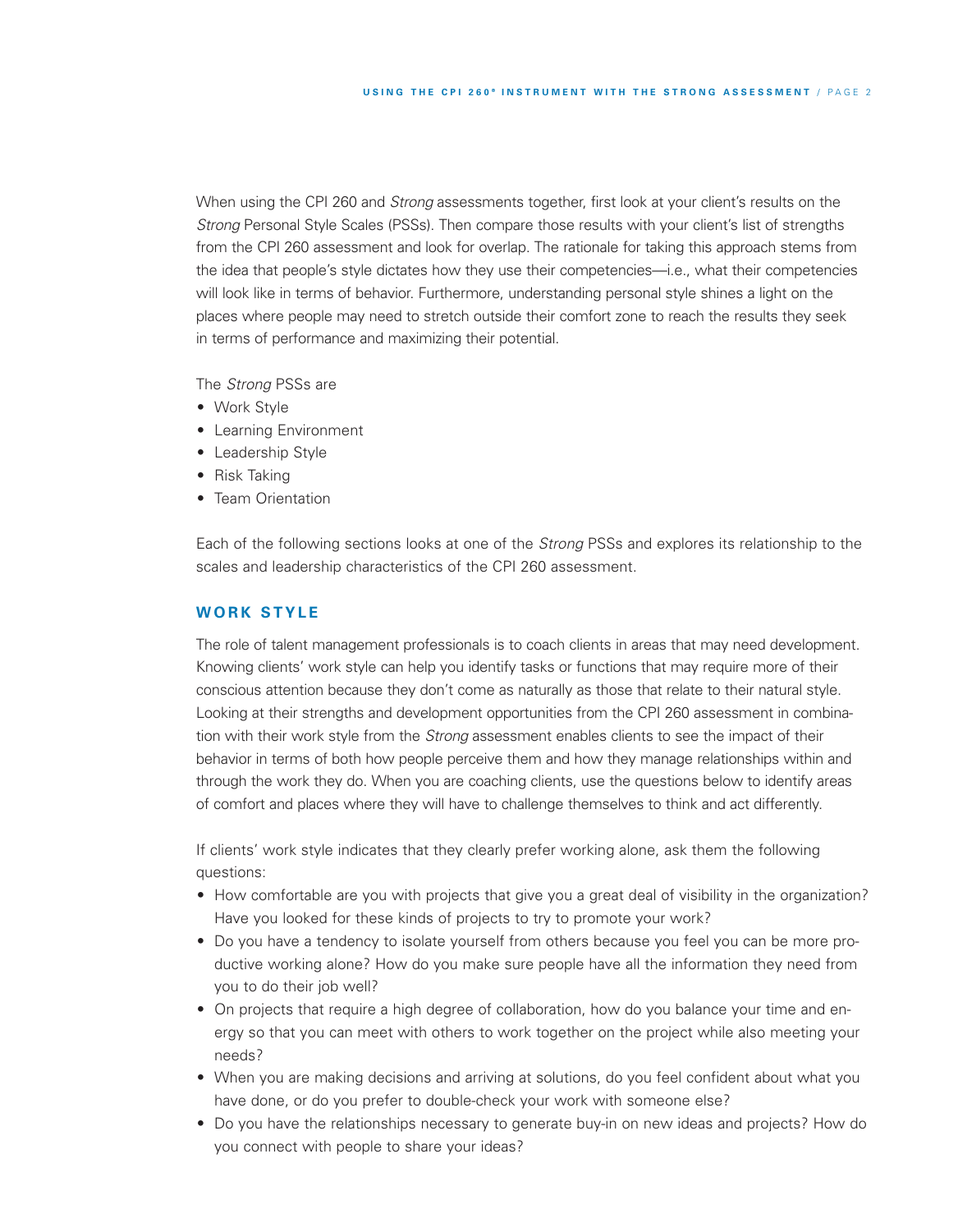When using the CPI 260 and *Strong* assessments together, first look at your client's results on the *Strong* Personal Style Scales (PSSs). Then compare those results with your client's list of strengths from the CPI 260 assessment and look for overlap. The rationale for taking this approach stems from the idea that people's style dictates how they use their competencies—i.e., what their competencies will look like in terms of behavior. Furthermore, understanding personal style shines a light on the places where people may need to stretch outside their comfort zone to reach the results they seek in terms of performance and maximizing their potential.

The *Strong* PSSs are

- Work Style
- Learning Environment
- Leadership Style
- Risk Taking
- Team Orientation

Each of the following sections looks at one of the *Strong* PSSs and explores its relationship to the scales and leadership characteristics of the CPI 260 assessment.

## WORK STYLE

The role of talent management professionals is to coach clients in areas that may need development. Knowing clients' work style can help you identify tasks or functions that may require more of their conscious attention because they don't come as naturally as those that relate to their natural style. Looking at their strengths and development opportunities from the CPI 260 assessment in combination with their work style from the *Strong* assessment enables clients to see the impact of their behavior in terms of both how people perceive them and how they manage relationships within and through the work they do. When you are coaching clients, use the questions below to identify areas of comfort and places where they will have to challenge themselves to think and act differently.

If clients' work style indicates that they clearly prefer working alone, ask them the following questions:

- How comfortable are you with projects that give you a great deal of visibility in the organization? Have you looked for these kinds of projects to try to promote your work?
- Do you have a tendency to isolate yourself from others because you feel you can be more productive working alone? How do you make sure people have all the information they need from you to do their job well?
- On projects that require a high degree of collaboration, how do you balance your time and energy so that you can meet with others to work together on the project while also meeting your needs?
- When you are making decisions and arriving at solutions, do you feel confident about what you have done, or do you prefer to double-check your work with someone else?
- Do you have the relationships necessary to generate buy-in on new ideas and projects? How do you connect with people to share your ideas?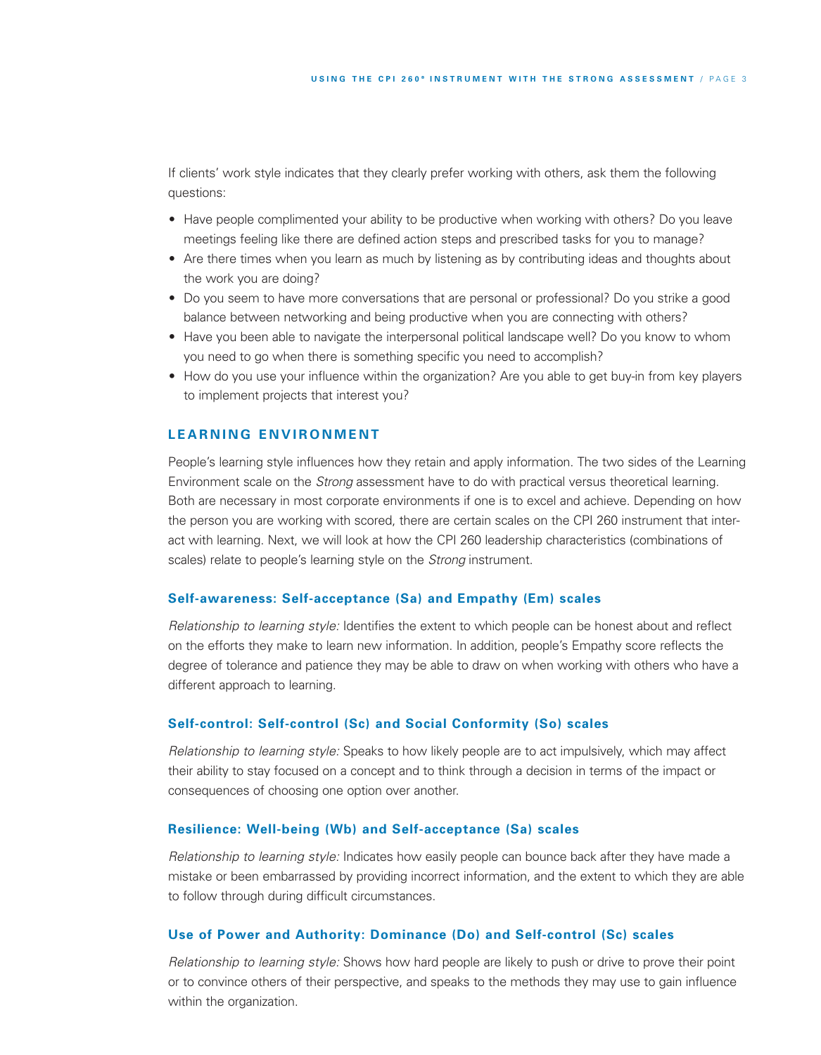If clients' work style indicates that they clearly prefer working with others, ask them the following questions:

- Have people complimented your ability to be productive when working with others? Do you leave meetings feeling like there are defined action steps and prescribed tasks for you to manage?
- Are there times when you learn as much by listening as by contributing ideas and thoughts about the work you are doing?
- Do you seem to have more conversations that are personal or professional? Do you strike a good balance between networking and being productive when you are connecting with others?
- Have you been able to navigate the interpersonal political landscape well? Do you know to whom you need to go when there is something specific you need to accomplish?
- How do you use your influence within the organization? Are you able to get buy-in from key players to implement projects that interest you?

## LEARNING ENVIRONMENT

People's learning style influences how they retain and apply information. The two sides of the Learning Environment scale on the *Strong* assessment have to do with practical versus theoretical learning. Both are necessary in most corporate environments if one is to excel and achieve. Depending on how the person you are working with scored, there are certain scales on the CPI 260 instrument that interact with learning. Next, we will look at how the CPI 260 leadership characteristics (combinations of scales) relate to people's learning style on the *Strong* instrument.

### Self-awareness: Self-acceptance (Sa) and Empathy (Em) scales

*Relationship to learning style:* Identifies the extent to which people can be honest about and reflect on the efforts they make to learn new information. In addition, people's Empathy score reflects the degree of tolerance and patience they may be able to draw on when working with others who have a different approach to learning.

### Self-control: Self-control (Sc) and Social Conformity (So) scales

*Relationship to learning style:* Speaks to how likely people are to act impulsively, which may affect their ability to stay focused on a concept and to think through a decision in terms of the impact or consequences of choosing one option over another.

### Resilience: Well-being (Wb) and Self-acceptance (Sa) scales

*Relationship to learning style:* Indicates how easily people can bounce back after they have made a mistake or been embarrassed by providing incorrect information, and the extent to which they are able to follow through during difficult circumstances.

### Use of Power and Authority: Dominance (Do) and Self-control (Sc) scales

*Relationship to learning style:* Shows how hard people are likely to push or drive to prove their point or to convince others of their perspective, and speaks to the methods they may use to gain influence within the organization.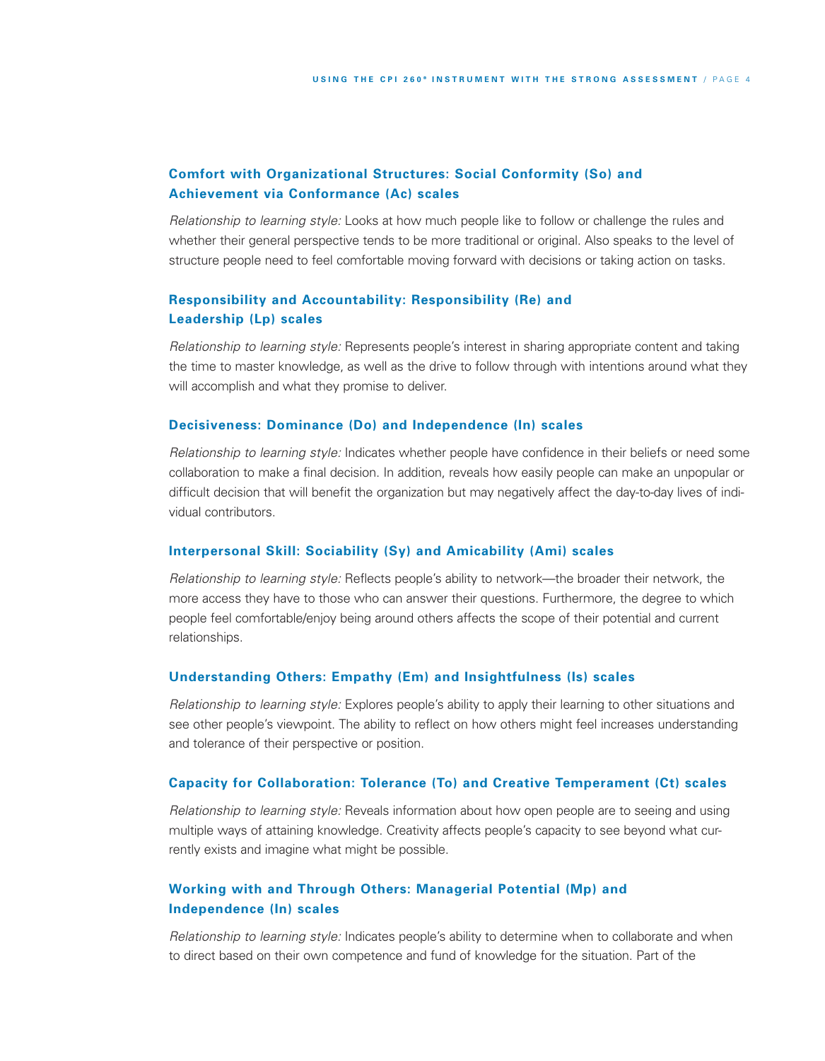### Comfort with Organizational Structures: Social Conformity (So) and Achievement via Conformance (Ac) scales

*Relationship to learning style:* Looks at how much people like to follow or challenge the rules and whether their general perspective tends to be more traditional or original. Also speaks to the level of structure people need to feel comfortable moving forward with decisions or taking action on tasks.

### Responsibility and Accountability: Responsibility (Re) and Leadership (Lp) scales

*Relationship to learning style:* Represents people's interest in sharing appropriate content and taking the time to master knowledge, as well as the drive to follow through with intentions around what they will accomplish and what they promise to deliver.

### Decisiveness: Dominance (Do) and Independence (In) scales

*Relationship to learning style:* Indicates whether people have confidence in their beliefs or need some collaboration to make a final decision. In addition, reveals how easily people can make an unpopular or difficult decision that will benefit the organization but may negatively affect the day-to-day lives of individual contributors.

### Interpersonal Skill: Sociability (Sy) and Amicability (Ami) scales

*Relationship to learning style:* Reflects people's ability to network—the broader their network, the more access they have to those who can answer their questions. Furthermore, the degree to which people feel comfortable/enjoy being around others affects the scope of their potential and current relationships.

### Understanding Others: Empathy (Em) and Insightfulness (Is) scales

*Relationship to learning style:* Explores people's ability to apply their learning to other situations and see other people's viewpoint. The ability to reflect on how others might feel increases understanding and tolerance of their perspective or position.

### Capacity for Collaboration: Tolerance (To) and Creative Temperament (Ct) scales

*Relationship to learning style:* Reveals information about how open people are to seeing and using multiple ways of attaining knowledge. Creativity affects people's capacity to see beyond what currently exists and imagine what might be possible.

### Working with and Through Others: Managerial Potential (Mp) and Independence (In) scales

*Relationship to learning style:* Indicates people's ability to determine when to collaborate and when to direct based on their own competence and fund of knowledge for the situation. Part of the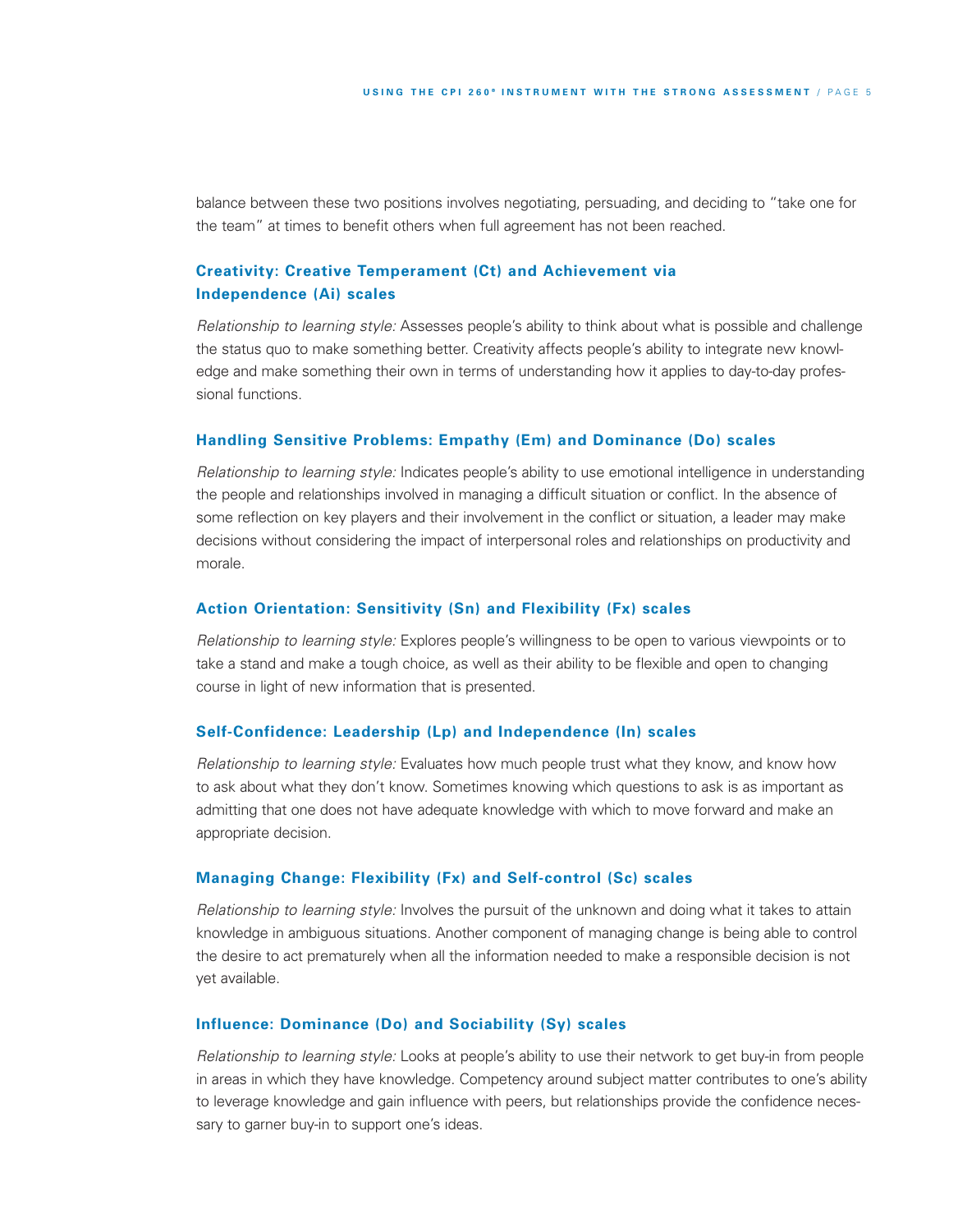balance between these two positions involves negotiating, persuading, and deciding to "take one for the team" at times to benefit others when full agreement has not been reached.

### Creativity: Creative Temperament (Ct) and Achievement via Independence (Ai) scales

*Relationship to learning style:* Assesses people's ability to think about what is possible and challenge the status quo to make something better. Creativity affects people's ability to integrate new knowledge and make something their own in terms of understanding how it applies to day-to-day professional functions.

### Handling Sensitive Problems: Empathy (Em) and Dominance (Do) scales

*Relationship to learning style:* Indicates people's ability to use emotional intelligence in understanding the people and relationships involved in managing a difficult situation or conflict. In the absence of some reflection on key players and their involvement in the conflict or situation, a leader may make decisions without considering the impact of interpersonal roles and relationships on productivity and morale.

### Action Orientation: Sensitivity (Sn) and Flexibility (Fx) scales

*Relationship to learning style:* Explores people's willingness to be open to various viewpoints or to take a stand and make a tough choice, as well as their ability to be flexible and open to changing course in light of new information that is presented.

### Self-Confidence: Leadership (Lp) and Independence (In) scales

*Relationship to learning style:* Evaluates how much people trust what they know, and know how to ask about what they don't know. Sometimes knowing which questions to ask is as important as admitting that one does not have adequate knowledge with which to move forward and make an appropriate decision.

### Managing Change: Flexibility (Fx) and Self-control (Sc) scales

*Relationship to learning style:* Involves the pursuit of the unknown and doing what it takes to attain knowledge in ambiguous situations. Another component of managing change is being able to control the desire to act prematurely when all the information needed to make a responsible decision is not yet available.

### Influence: Dominance (Do) and Sociability (Sy) scales

*Relationship to learning style:* Looks at people's ability to use their network to get buy-in from people in areas in which they have knowledge. Competency around subject matter contributes to one's ability to leverage knowledge and gain influence with peers, but relationships provide the confidence necessary to garner buy-in to support one's ideas.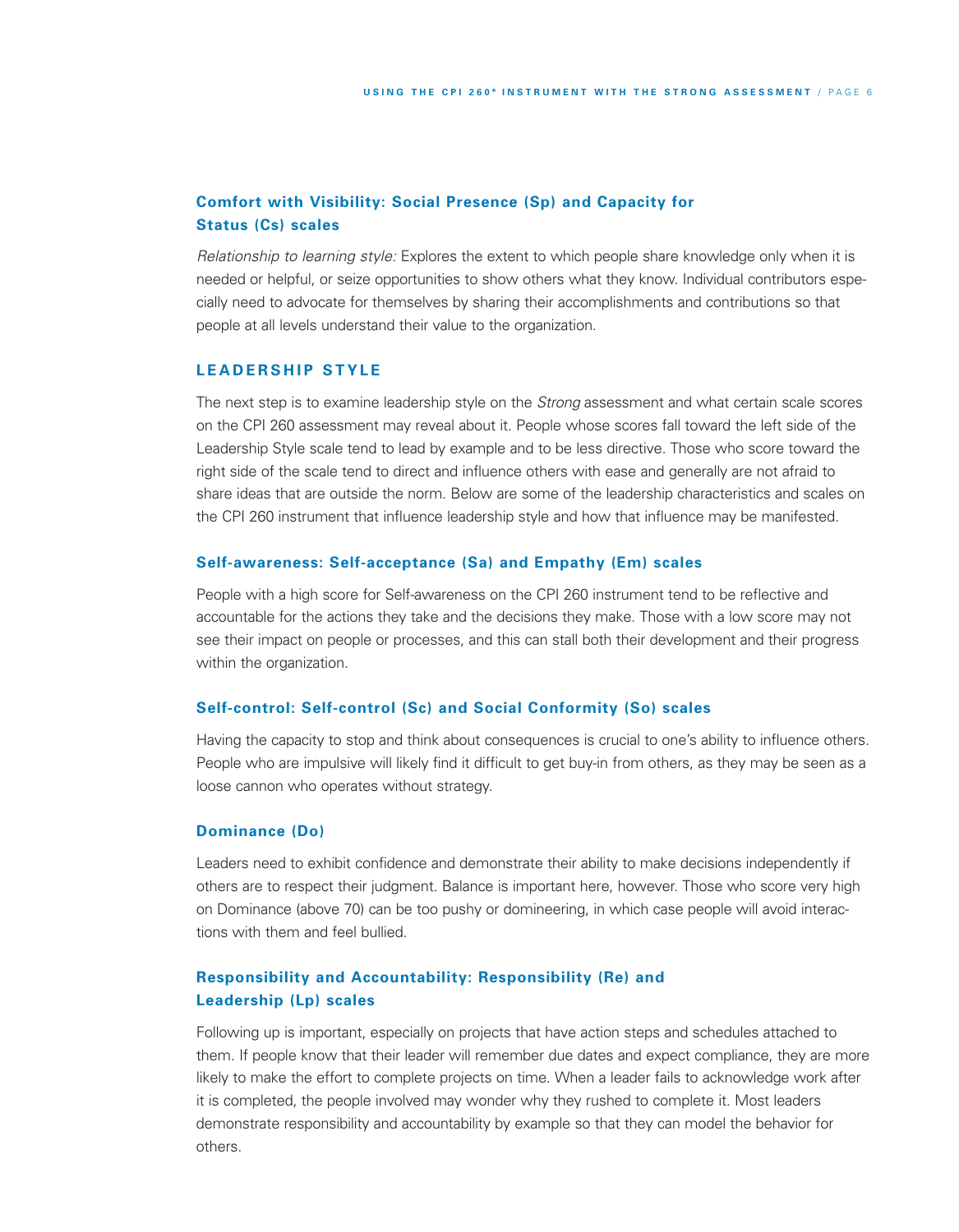### Comfort with Visibility: Social Presence (Sp) and Capacity for Status (Cs) scales

*Relationship to learning style:* Explores the extent to which people share knowledge only when it is needed or helpful, or seize opportunities to show others what they know. Individual contributors especially need to advocate for themselves by sharing their accomplishments and contributions so that people at all levels understand their value to the organization.

## LEADERSHIP STYLE

The next step is to examine leadership style on the *Strong* assessment and what certain scale scores on the CPI 260 assessment may reveal about it. People whose scores fall toward the left side of the Leadership Style scale tend to lead by example and to be less directive. Those who score toward the right side of the scale tend to direct and influence others with ease and generally are not afraid to share ideas that are outside the norm. Below are some of the leadership characteristics and scales on the CPI 260 instrument that influence leadership style and how that influence may be manifested.

### Self-awareness: Self-acceptance (Sa) and Empathy (Em) scales

People with a high score for Self-awareness on the CPI 260 instrument tend to be reflective and accountable for the actions they take and the decisions they make. Those with a low score may not see their impact on people or processes, and this can stall both their development and their progress within the organization.

### Self-control: Self-control (Sc) and Social Conformity (So) scales

Having the capacity to stop and think about consequences is crucial to one's ability to influence others. People who are impulsive will likely find it difficult to get buy-in from others, as they may be seen as a loose cannon who operates without strategy.

### Dominance (Do)

Leaders need to exhibit confidence and demonstrate their ability to make decisions independently if others are to respect their judgment. Balance is important here, however. Those who score very high on Dominance (above 70) can be too pushy or domineering, in which case people will avoid interactions with them and feel bullied.

### Responsibility and Accountability: Responsibility (Re) and Leadership (Lp) scales

Following up is important, especially on projects that have action steps and schedules attached to them. If people know that their leader will remember due dates and expect compliance, they are more likely to make the effort to complete projects on time. When a leader fails to acknowledge work after it is completed, the people involved may wonder why they rushed to complete it. Most leaders demonstrate responsibility and accountability by example so that they can model the behavior for others.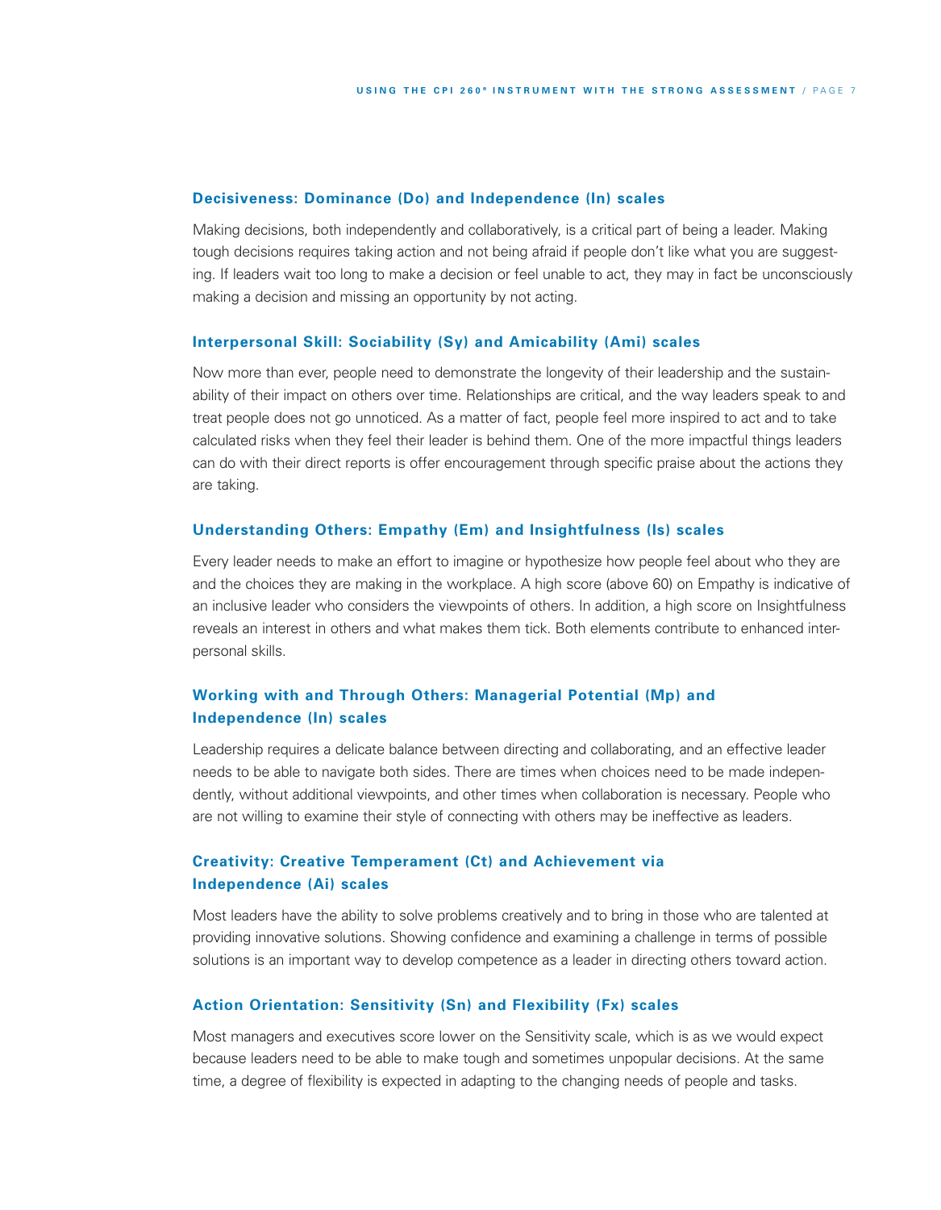### Decisiveness: Dominance (Do) and Independence (In) scales

Making decisions, both independently and collaboratively, is a critical part of being a leader. Making tough decisions requires taking action and not being afraid if people don't like what you are suggesting. If leaders wait too long to make a decision or feel unable to act, they may in fact be unconsciously making a decision and missing an opportunity by not acting.

### Interpersonal Skill: Sociability (Sy) and Amicability (Ami) scales

Now more than ever, people need to demonstrate the longevity of their leadership and the sustainability of their impact on others over time. Relationships are critical, and the way leaders speak to and treat people does not go unnoticed. As a matter of fact, people feel more inspired to act and to take calculated risks when they feel their leader is behind them. One of the more impactful things leaders can do with their direct reports is offer encouragement through specific praise about the actions they are taking.

### Understanding Others: Empathy (Em) and Insightfulness (Is) scales

Every leader needs to make an effort to imagine or hypothesize how people feel about who they are and the choices they are making in the workplace. A high score (above 60) on Empathy is indicative of an inclusive leader who considers the viewpoints of others. In addition, a high score on Insightfulness reveals an interest in others and what makes them tick. Both elements contribute to enhanced interpersonal skills.

### Working with and Through Others: Managerial Potential (Mp) and Independence (In) scales

Leadership requires a delicate balance between directing and collaborating, and an effective leader needs to be able to navigate both sides. There are times when choices need to be made independently, without additional viewpoints, and other times when collaboration is necessary. People who are not willing to examine their style of connecting with others may be ineffective as leaders.

### Creativity: Creative Temperament (Ct) and Achievement via Independence (Ai) scales

Most leaders have the ability to solve problems creatively and to bring in those who are talented at providing innovative solutions. Showing confidence and examining a challenge in terms of possible solutions is an important way to develop competence as a leader in directing others toward action.

### Action Orientation: Sensitivity (Sn) and Flexibility (Fx) scales

Most managers and executives score lower on the Sensitivity scale, which is as we would expect because leaders need to be able to make tough and sometimes unpopular decisions. At the same time, a degree of flexibility is expected in adapting to the changing needs of people and tasks.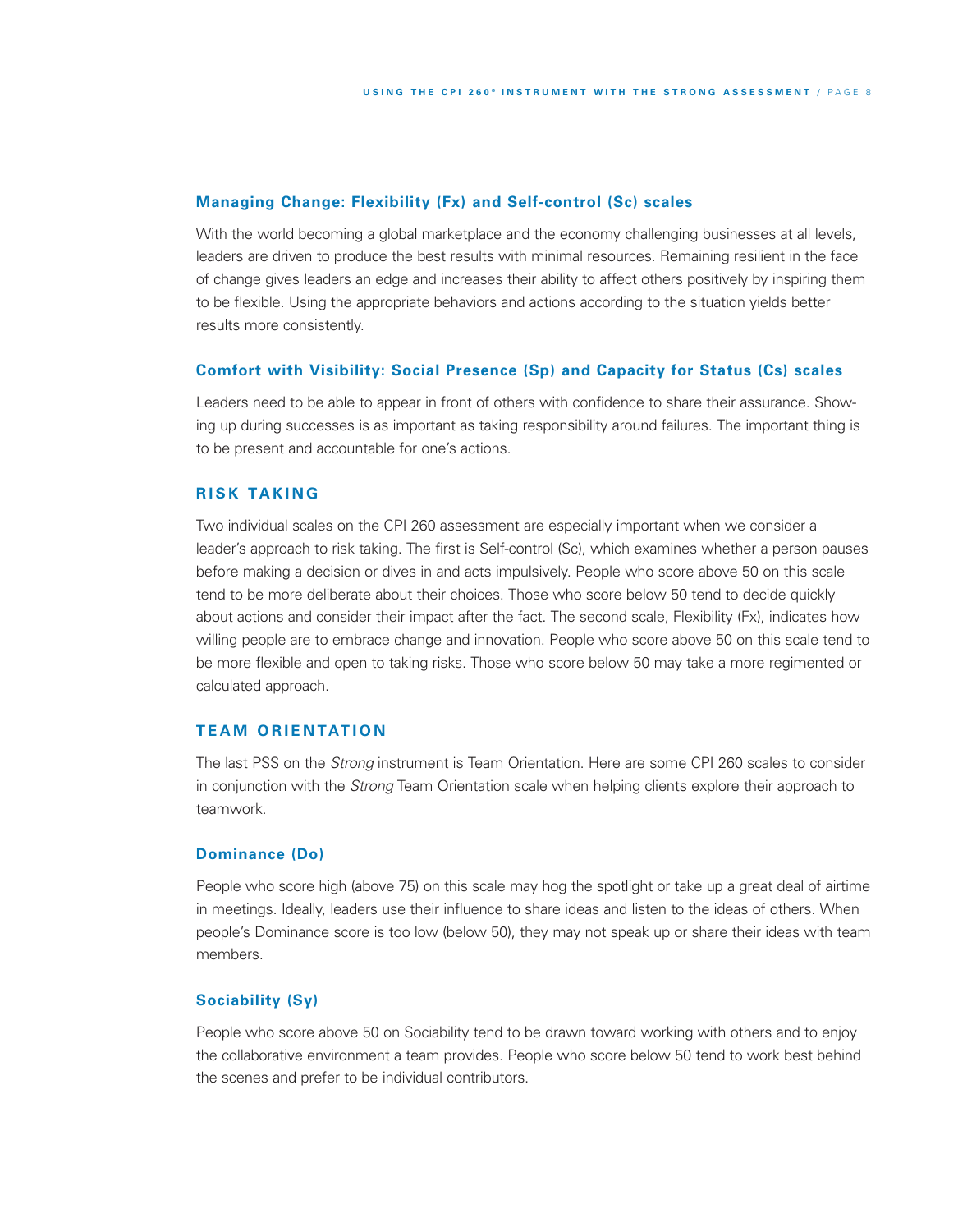### Managing Change: Flexibility (Fx) and Self-control (Sc) scales

With the world becoming a global marketplace and the economy challenging businesses at all levels, leaders are driven to produce the best results with minimal resources. Remaining resilient in the face of change gives leaders an edge and increases their ability to affect others positively by inspiring them to be flexible. Using the appropriate behaviors and actions according to the situation yields better results more consistently.

### Comfort with Visibility: Social Presence (Sp) and Capacity for Status (Cs) scales

Leaders need to be able to appear in front of others with confidence to share their assurance. Showing up during successes is as important as taking responsibility around failures. The important thing is to be present and accountable for one's actions.

## RISK TAKING

Two individual scales on the CPI 260 assessment are especially important when we consider a leader's approach to risk taking. The first is Self-control (Sc), which examines whether a person pauses before making a decision or dives in and acts impulsively. People who score above 50 on this scale tend to be more deliberate about their choices. Those who score below 50 tend to decide quickly about actions and consider their impact after the fact. The second scale, Flexibility (Fx), indicates how willing people are to embrace change and innovation. People who score above 50 on this scale tend to be more flexible and open to taking risks. Those who score below 50 may take a more regimented or calculated approach.

## TEAM ORIENTATION

The last PSS on the *Strong* instrument is Team Orientation. Here are some CPI 260 scales to consider in conjunction with the *Strong* Team Orientation scale when helping clients explore their approach to teamwork.

### Dominance (Do)

People who score high (above 75) on this scale may hog the spotlight or take up a great deal of airtime in meetings. Ideally, leaders use their influence to share ideas and listen to the ideas of others. When people's Dominance score is too low (below 50), they may not speak up or share their ideas with team members.

### Sociability (Sy)

People who score above 50 on Sociability tend to be drawn toward working with others and to enjoy the collaborative environment a team provides. People who score below 50 tend to work best behind the scenes and prefer to be individual contributors.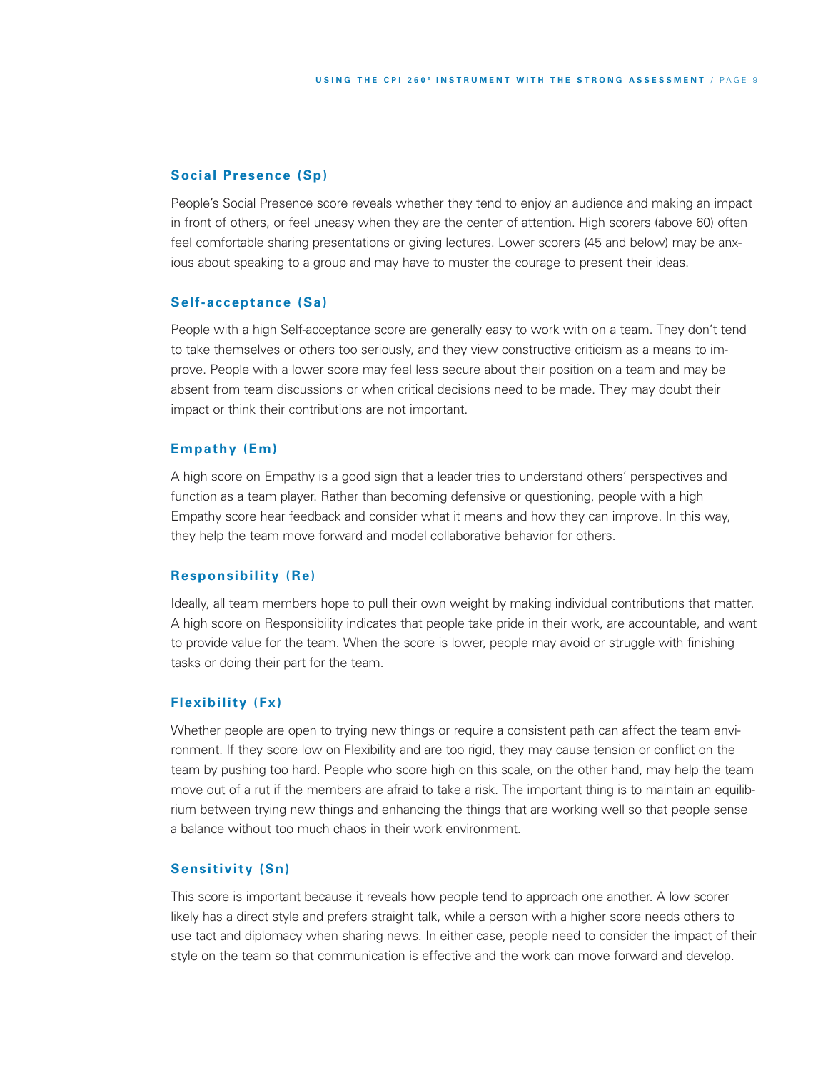### Social Presence (Sp)

People's Social Presence score reveals whether they tend to enjoy an audience and making an impact in front of others, or feel uneasy when they are the center of attention. High scorers (above 60) often feel comfortable sharing presentations or giving lectures. Lower scorers (45 and below) may be anxious about speaking to a group and may have to muster the courage to present their ideas.

### Self-acceptance (Sa)

People with a high Self-acceptance score are generally easy to work with on a team. They don't tend to take themselves or others too seriously, and they view constructive criticism as a means to improve. People with a lower score may feel less secure about their position on a team and may be absent from team discussions or when critical decisions need to be made. They may doubt their impact or think their contributions are not important.

### Empathy (Em)

A high score on Empathy is a good sign that a leader tries to understand others' perspectives and function as a team player. Rather than becoming defensive or questioning, people with a high Empathy score hear feedback and consider what it means and how they can improve. In this way, they help the team move forward and model collaborative behavior for others.

### Responsibility (Re)

Ideally, all team members hope to pull their own weight by making individual contributions that matter. A high score on Responsibility indicates that people take pride in their work, are accountable, and want to provide value for the team. When the score is lower, people may avoid or struggle with finishing tasks or doing their part for the team.

### Flexibility (Fx)

Whether people are open to trying new things or require a consistent path can affect the team environment. If they score low on Flexibility and are too rigid, they may cause tension or conflict on the team by pushing too hard. People who score high on this scale, on the other hand, may help the team move out of a rut if the members are afraid to take a risk. The important thing is to maintain an equilibrium between trying new things and enhancing the things that are working well so that people sense a balance without too much chaos in their work environment.

### Sensitivity (Sn)

This score is important because it reveals how people tend to approach one another. A low scorer likely has a direct style and prefers straight talk, while a person with a higher score needs others to use tact and diplomacy when sharing news. In either case, people need to consider the impact of their style on the team so that communication is effective and the work can move forward and develop.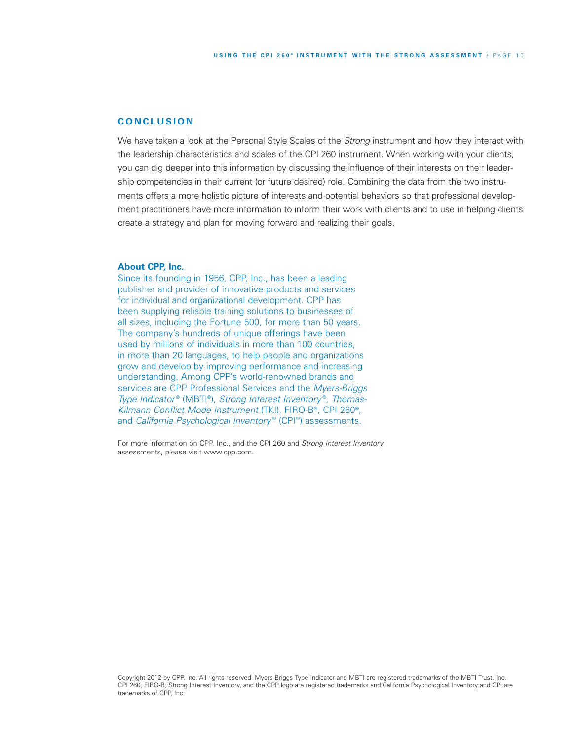## CONCLUSION

We have taken a look at the Personal Style Scales of the *Strong* instrument and how they interact with the leadership characteristics and scales of the CPI 260 instrument. When working with your clients, you can dig deeper into this information by discussing the influence of their interests on their leadership competencies in their current (or future desired) role. Combining the data from the two instruments offers a more holistic picture of interests and potential behaviors so that professional development practitioners have more information to inform their work with clients and to use in helping clients create a strategy and plan for moving forward and realizing their goals.

**About CPP, Inc.**

Since its founding in 1956, CPP, Inc., has been a leading publisher and provider of innovative products and services for individual and organizational development. CPP has been supplying reliable training solutions to businesses of all sizes, including the Fortune 500, for more than 50 years. The company's hundreds of unique offerings have been used by millions of individuals in more than 100 countries, in more than 20 languages, to help people and organizations grow and develop by improving performance and increasing understanding. Among CPP's world-renowned brands and services are CPP Professional Services and the *Myers-Briggs Type Indicator®* (MBTI®), *Strong Interest Inventory®*, *Thomas-Kilmann Conflict Mode Instrument* (TKI), FIRO-B®, CPI 260®, and *California Psychological Inventory™* (CPI™) assessments.

For more information on CPP, Inc., and the CPI 260 and *Strong Interest Inventory* assessments, please visit www.cpp.com.

Copyright 2012 by CPP, Inc. All rights reserved. Myers-Briggs Type Indicator and MBTI are registered trademarks of the MBTI Trust, Inc. CPI 260, FIRO-B, Strong Interest Inventory, and the CPP logo are registered trademarks and California Psychological Inventory and CPI are trademarks of CPP, Inc.